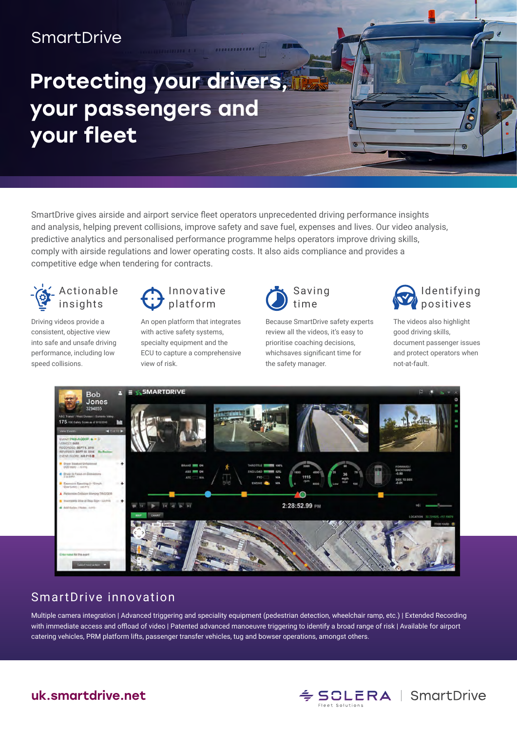SmartDrive

# Protecting your drivers, your passengers and your fleet

SmartDrive gives airside and airport service fleet operators unprecedented driving performance insights and analysis, helping prevent collisions, improve safety and save fuel, expenses and lives. Our video analysis, predictive analytics and personalised performance programme helps operators improve driving skills, comply with airside regulations and lower operating costs. It also aids compliance and provides a competitive edge when tendering for contracts.

### Actionable insights

Driving videos provide a consistent, objective view into safe and unsafe driving performance, including low speed collisions.

### Innovative platform

An open platform that integrates with active safety systems, specialty equipment and the ECU to capture a comprehensive view of risk.

### Saving time

Because SmartDrive safety experts review all the videos, it's easy to prioritise coaching decisions, whichsaves significant time for the safety manager.

### Identifying positives

The videos also highlight good driving skills, document passenger issues and protect operators when not-at-fault.

## SmartDrive innovation

Multiple camera integration | Advanced triggering and speciality equipment (pedestrian detection, wheelchair ramp, etc.) | Extended Recording with immediate access and offload of video | Patented advanced manoeuvre triggering to identify a broad range of risk | Available for airport catering vehicles, PRM platform lifts, passenger transfer vehicles, tug and bowser operations, amongst others.

**uk.smartdrive.net**

SOLERA Fleet Solutions | SmartDrive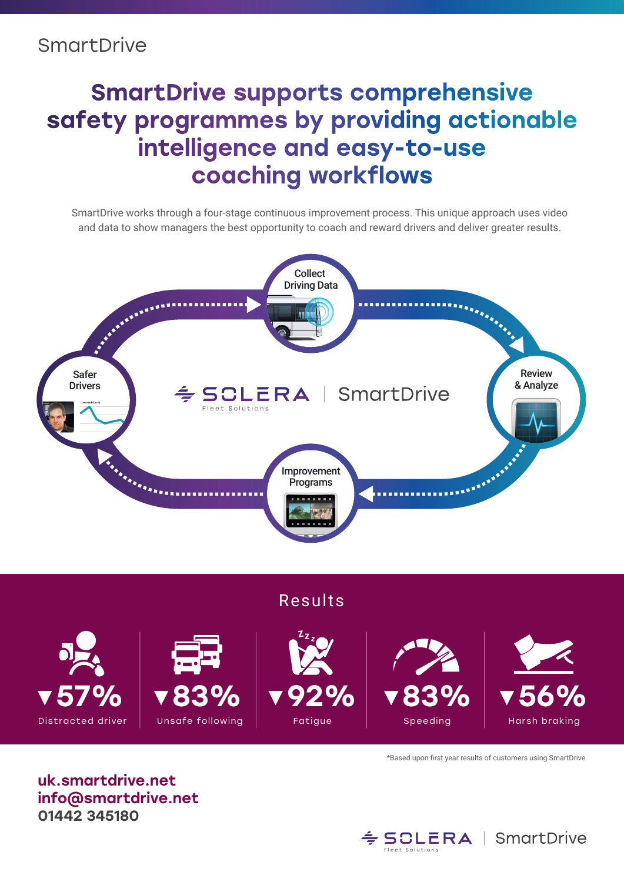SmartDrive

# SmartDrive supports comprehensive safety programmes by providing actionable intelligence and easy-to-use coaching workflows

SmartDrive works through a four-stage continuous improvement process. This unique approach uses video and data to show managers the best opportunity to coach and reward drivers and deliver greater results.

Collect Driving Data

Review & Analyze

Improvement Programs

Safer Drivers

SOLERA Fleet Solutions | SmartDrive

## Results

▼57% Distracted driver

▼83% Unsafe following

▼92% Fatigue

▼83% Speeding

▼56% Harsh braking

*Based upon first year results of customers using SmartDrive

**uk.smartdrive.net**
**info@smartdrive.net**
**01442 345180**

SOLERA Fleet Solutions | SmartDrive